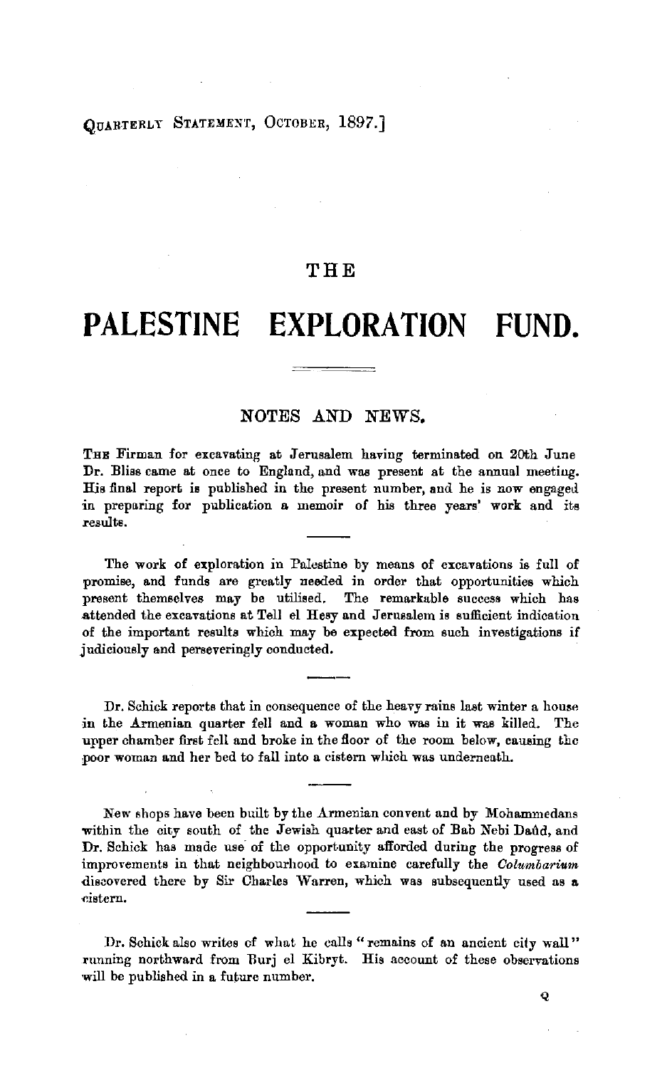# THE

# PALESTINE EXPLORATION FUND.

## NOTES AND NEWS.

THE Firman for excavating at Jerusalem having terminated on 20th June Dr. Bliss came at once to England, and was present at the annual meeting. His final report is published in the present number, and he is now engaged in preparing for publication a memoir of his three years' work and its results.

The work of exploration in Palestine by means of excavations is full of promise, and funds are greatly needed in order that opportunities which present themselves may be utilised. The remarkable success which has attended the excavations at Tell el Hesy and Jerusalem is sufficient indication of the important results which may be expected from such investigations if judiciously and perseveringly conducted.

Dr. Schick reports that in consequence of the heavy rains last winter a house in the Armenian quarter fell and a woman who was in it was killed. The upper chamber first fell and broke in the floor of the room below, causing the poor woman and her bed to fall into a cistern which was underneath.

New shops have been built by the Armenian convent and by Mohammedans within the city south of the Jewish quarter and east of Bab Nebi Daûd, and Dr. Schick has made use of the opportunity afforded during the progress of improvements in that neighbourhood to examine carefully the *Columbarium* discovered there by Sir Charles Warren, which was subsequently used as a cistern.

Dr. Schick also writes of what he calls "remains of an ancient city wall" running northward from Burj el Kibryt. His account of these observations will be published in a future number.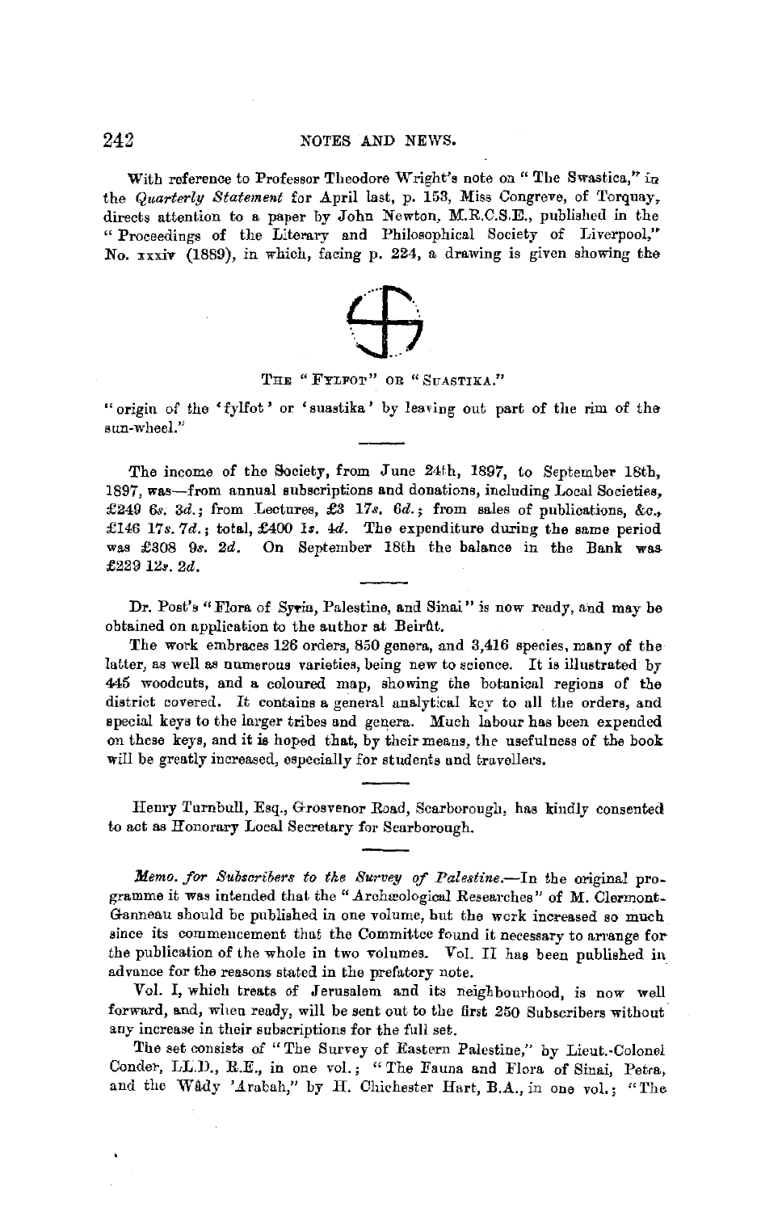With reference to Professor Theodore Wright's note on "The Swastica," in the *Quarterly Statement* for April last, p. 153, Miss Congreve, of Torquay, directs attention to a paper by John Newton, M.R.C.S.E., published in the "Proceedings of the Literary and Philosophical Society of Liverpool," No. xxxiv (1889), in which, facing p. 224, a drawing is given showing the

THE "FYLFOT" OR "SUASTIKA."

"origin of the 'fylfot' or 'suastika' by leaving out part of the rim of the sun-wheel."

---

The income of the Society, from June 24th, 1897, to September 18th, 1897, was—from annual subscriptions and donations, including Local Societies, £249 6*s.* 3*d.*; from Lectures, £3 17*s.* 6*d.*; from sales of publications, &c., £146 17*s.* 7*d.*; total, £400 1*s.* 4*d.* The expenditure during the same period was £308 9*s.* 2*d.* On September 18th the balance in the Bank was £229 12*s.* 2*d.*

---

Dr. Post's "Flora of Syria, Palestine, and Sinai" is now ready, and may be obtained on application to the author at Beirût.

The work embraces 126 orders, 850 genera, and 3,416 species, many of the latter, as well as numerous varieties, being new to science. It is illustrated by 445 woodcuts, and a coloured map, showing the botanical regions of the district covered. It contains a general analytical key to all the orders, and special keys to the larger tribes and genera. Much labour has been expended on these keys, and it is hoped that, by their means, the usefulness of the book will be greatly increased, especially for students and travellers.

---

Henry Turnbull, Esq., Grosvenor Road, Scarborough, has kindly consented to act as Honorary Local Secretary for Scarborough.

---

*Memo. for Subscribers to the Survey of Palestine.*—In the original programme it was intended that the "Archæological Researches" of M. Clermont-Ganneau should be published in one volume, but the work increased so much since its commencement that the Committee found it necessary to arrange for the publication of the whole in two volumes. Vol. II has been published in advance for the reasons stated in the prefatory note.

Vol. I, which treats of Jerusalem and its neighbourhood, is now well forward, and, when ready, will be sent out to the first 250 Subscribers without any increase in their subscriptions for the full set.

The set consists of "The Survey of Eastern Palestine," by Lieut.-Colonel Conder, LL.D., R.E., in one vol.; "The Fauna and Flora of Sinai, Petra, and the Wâdy 'Arabah," by H. Chichester Hart, B.A., in one vol.; "The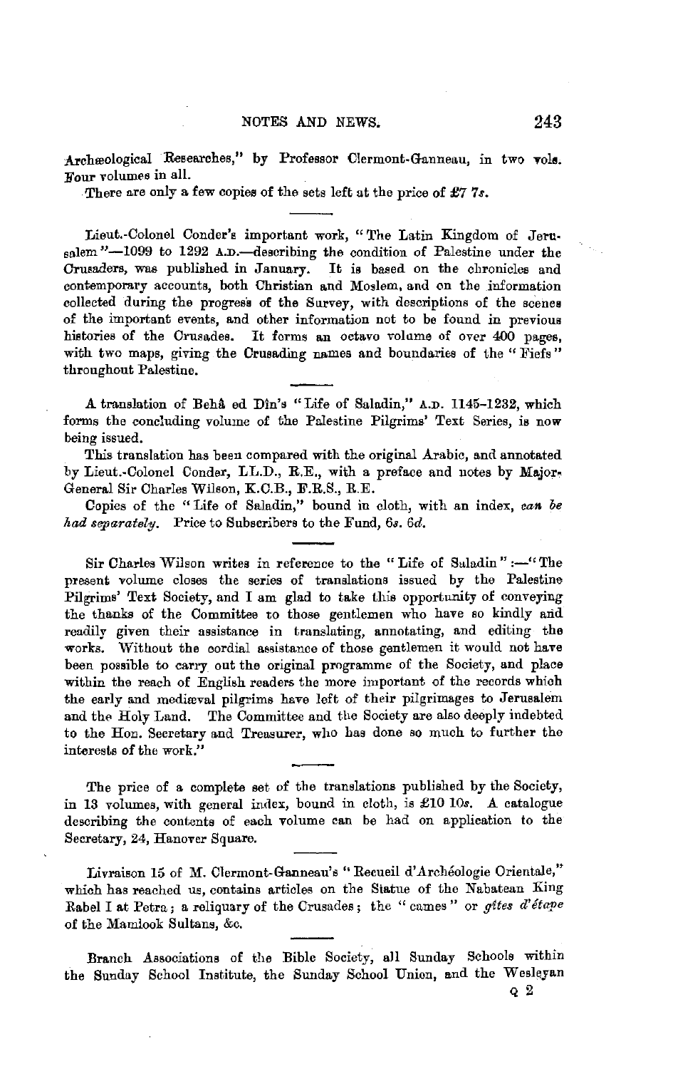Archæological Researches," by Professor Clermont-Ganneau, in two vols. Four volumes in all.

There are only a few copies of the sets left at the price of £7 7*s*.

---

Lieut.-Colonel Conder's important work, "The Latin Kingdom of Jerusalem"—1099 to 1292 A.D.—describing the condition of Palestine under the Crusaders, was published in January. It is based on the chronicles and contemporary accounts, both Christian and Moslem, and on the information collected during the progress of the Survey, with descriptions of the scenes of the important events, and other information not to be found in previous histories of the Crusades. It forms an octavo volume of over 400 pages, with two maps, giving the Crusading names and boundaries of the "Fiefs" throughout Palestine.

---

A translation of Behâ ed Dîn's "Life of Saladin," A.D. 1145-1232, which forms the concluding volume of the Palestine Pilgrims' Text Series, is now being issued.

This translation has been compared with the original Arabic, and annotated by Lieut.-Colonel Conder, LL.D., R.E., with a preface and notes by Major-General Sir Charles Wilson, K.C.B., F.R.S., R.E.

Copies of the "Life of Saladin," bound in cloth, with an index, *can be had separately*. Price to Subscribers to the Fund, 6*s*. 6*d*.

---

Sir Charles Wilson writes in reference to the "Life of Saladin":—"The present volume closes the series of translations issued by the Palestine Pilgrims' Text Society, and I am glad to take this opportunity of conveying the thanks of the Committee to those gentlemen who have so kindly and readily given their assistance in translating, annotating, and editing the works. Without the cordial assistance of those gentlemen it would not have been possible to carry out the original programme of the Society, and place within the reach of English readers the more important of the records which the early and mediæval pilgrims have left of their pilgrimages to Jerusalem and the Holy Land. The Committee and the Society are also deeply indebted to the Hon. Secretary and Treasurer, who has done so much to further the interests of the work."

---

The price of a complete set of the translations published by the Society, in 13 volumes, with general index, bound in cloth, is £10 10*s*. A catalogue describing the contents of each volume can be had on application to the Secretary, 24, Hanover Square.

---

Livraison 15 of M. Clermont-Ganneau's "Recueil d'Archéologie Orientale," which has reached us, contains articles on the Statue of the Nabatean King Rabel I at Petra; a reliquary of the Crusades; the "cames" or *gîtes d'étape* of the Mamlook Sultans, &c.

---

Branch Associations of the Bible Society, all Sunday Schools within the Sunday School Institute, the Sunday School Union, and the Wesleyan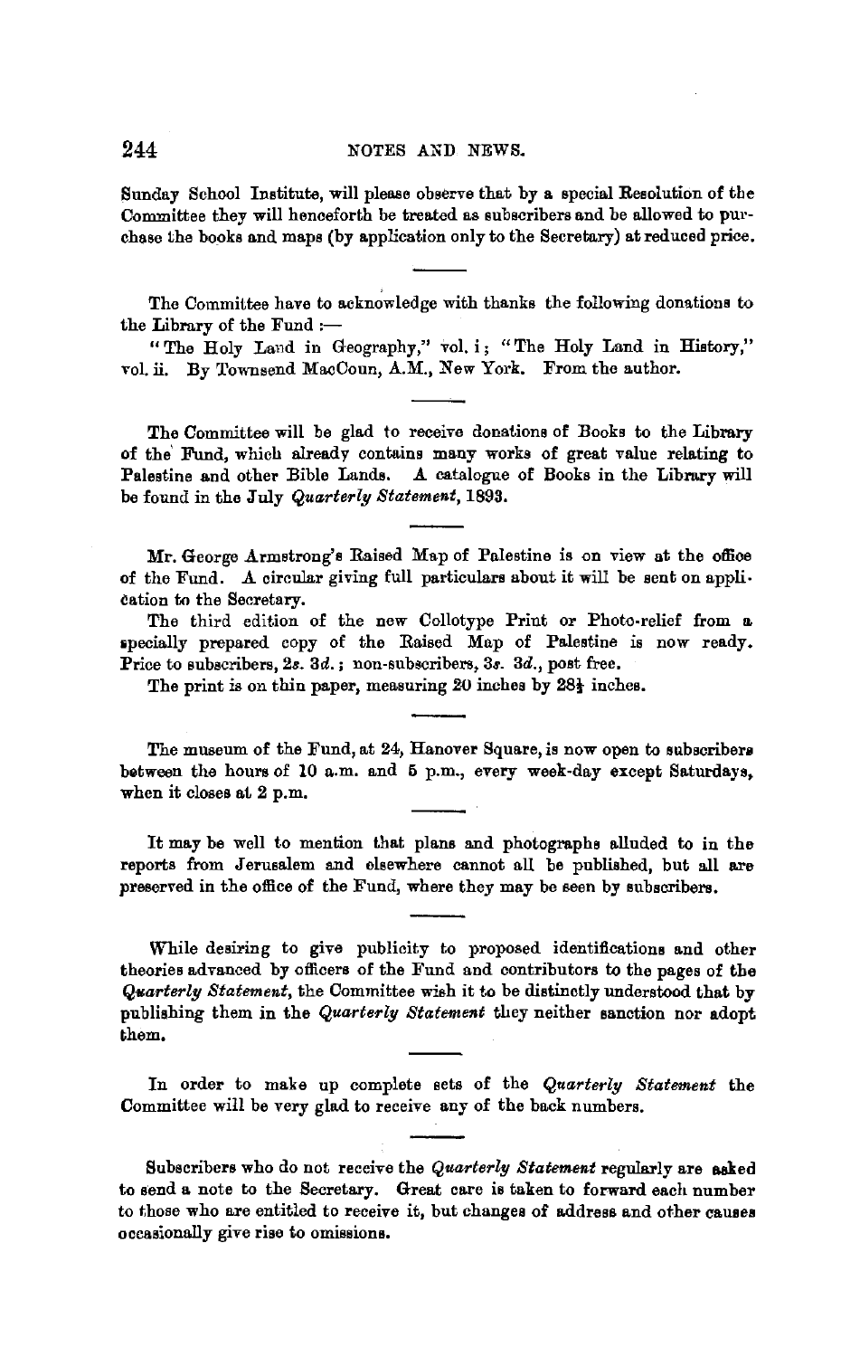Sunday School Institute, will please observe that by a special Resolution of the Committee they will henceforth be treated as subscribers and be allowed to purchase the books and maps (by application only to the Secretary) at reduced price.

---

The Committee have to acknowledge with thanks the following donations to the Library of the Fund :—

"The Holy Land in Geography," vol. i; "The Holy Land in History," vol. ii. By Townsend MacCoun, A.M., New York. From the author.

---

The Committee will be glad to receive donations of Books to the Library of the Fund, which already contains many works of great value relating to Palestine and other Bible Lands. A catalogue of Books in the Library will be found in the July *Quarterly Statement*, 1893.

---

Mr. George Armstrong's Raised Map of Palestine is on view at the office of the Fund. A circular giving full particulars about it will be sent on application to the Secretary.

The third edition of the new Collotype Print or Photo-relief from a specially prepared copy of the Raised Map of Palestine is now ready. Price to subscribers, 2*s.* 3*d.*; non-subscribers, 3*s.* 3*d.*, post free.

The print is on thin paper, measuring 20 inches by 28½ inches.

---

The museum of the Fund, at 24, Hanover Square, is now open to subscribers between the hours of 10 a.m. and 5 p.m., every week-day except Saturdays, when it closes at 2 p.m.

---

It may be well to mention that plans and photographs alluded to in the reports from Jerusalem and elsewhere cannot all be published, but all are preserved in the office of the Fund, where they may be seen by subscribers.

---

While desiring to give publicity to proposed identifications and other theories advanced by officers of the Fund and contributors to the pages of the *Quarterly Statement*, the Committee wish it to be distinctly understood that by publishing them in the *Quarterly Statement* they neither sanction nor adopt them.

---

In order to make up complete sets of the *Quarterly Statement* the Committee will be very glad to receive any of the back numbers.

---

Subscribers who do not receive the *Quarterly Statement* regularly are asked to send a note to the Secretary. Great care is taken to forward each number to those who are entitled to receive it, but changes of address and other causes occasionally give rise to omissions.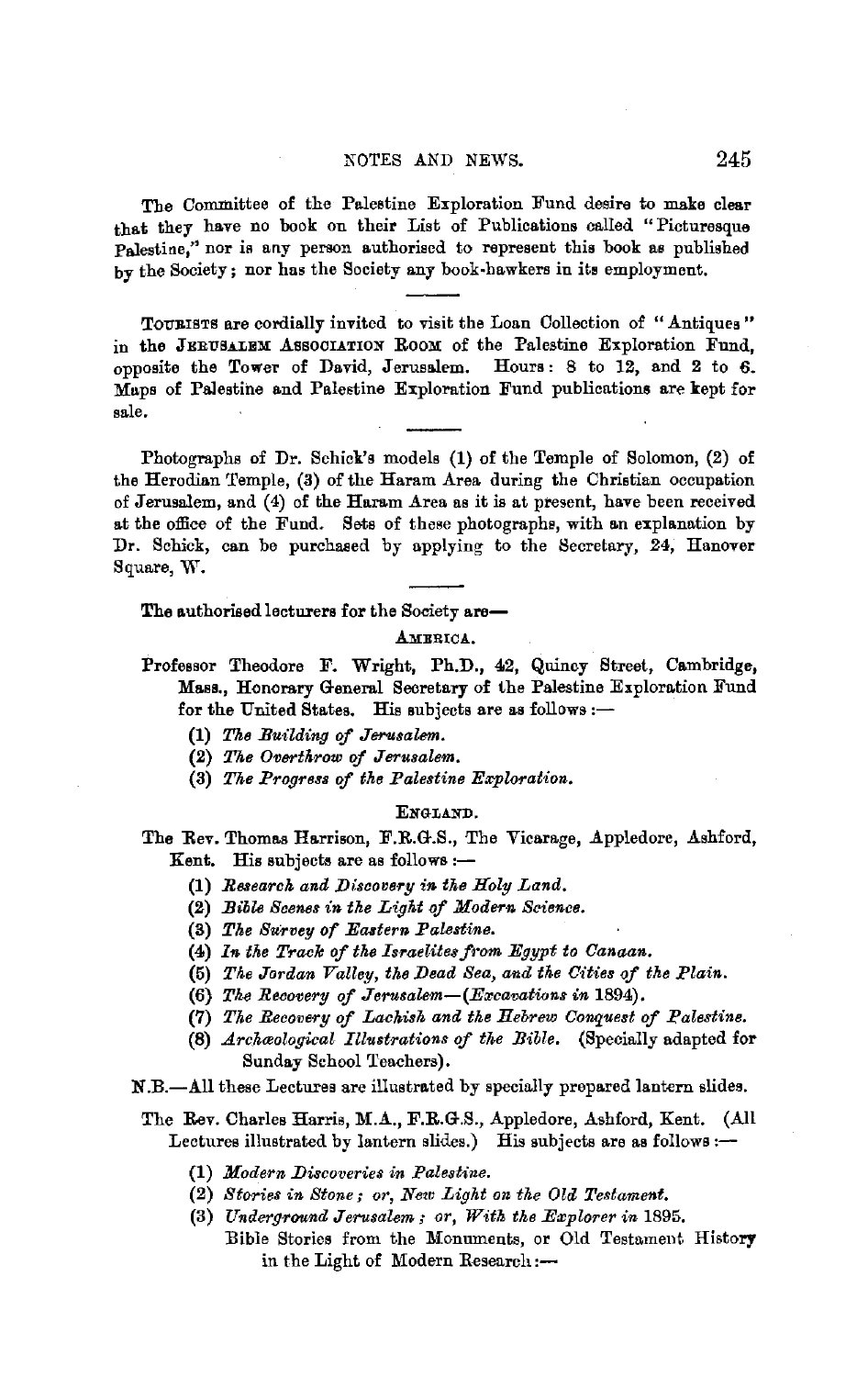The Committee of the Palestine Exploration Fund desire to make clear that they have no book on their List of Publications called "Picturesque Palestine," nor is any person authorised to represent this book as published by the Society; nor has the Society any book-hawkers in its employment.

---

TOURISTS are cordially invited to visit the Loan Collection of "Antiques" in the JERUSALEM ASSOCIATION ROOM of the Palestine Exploration Fund, opposite the Tower of David, Jerusalem. Hours: 8 to 12, and 2 to 6. Maps of Palestine and Palestine Exploration Fund publications are kept for sale.

---

Photographs of Dr. Schick's models (1) of the Temple of Solomon, (2) of the Herodian Temple, (3) of the Haram Area during the Christian occupation of Jerusalem, and (4) of the Haram Area as it is at present, have been received at the office of the Fund. Sets of these photographs, with an explanation by Dr. Schick, can be purchased by applying to the Secretary, 24, Hanover Square, W.

---

The authorised lecturers for the Society are—

AMERICA.

Professor Theodore F. Wright, Ph.D., 42, Quincy Street, Cambridge, Mass., Honorary General Secretary of the Palestine Exploration Fund for the United States. His subjects are as follows:—

(1) *The Building of Jerusalem.*
(2) *The Overthrow of Jerusalem.*
(3) *The Progress of the Palestine Exploration.*

ENGLAND.

The Rev. Thomas Harrison, F.R.G.S., The Vicarage, Appledore, Ashford, Kent. His subjects are as follows:—

(1) *Research and Discovery in the Holy Land.*
(2) *Bible Scenes in the Light of Modern Science.*
(3) *The Survey of Eastern Palestine.*
(4) *In the Track of the Israelites from Egypt to Canaan.*
(5) *The Jordan Valley, the Dead Sea, and the Cities of the Plain.*
(6) *The Recovery of Jerusalem—(Excavations in 1894).*
(7) *The Recovery of Lachish and the Hebrew Conquest of Palestine.*
(8) *Archæological Illustrations of the Bible.* (Specially adapted for Sunday School Teachers).

N.B.—All these Lectures are illustrated by specially prepared lantern slides.

The Rev. Charles Harris, M.A., F.R.G.S., Appledore, Ashford, Kent. (All Lectures illustrated by lantern slides.) His subjects are as follows:—

(1) *Modern Discoveries in Palestine.*
(2) *Stories in Stone; or, New Light on the Old Testament.*
(3) *Underground Jerusalem; or, With the Explorer in 1895.*
Bible Stories from the Monuments, or Old Testament History in the Light of Modern Research:—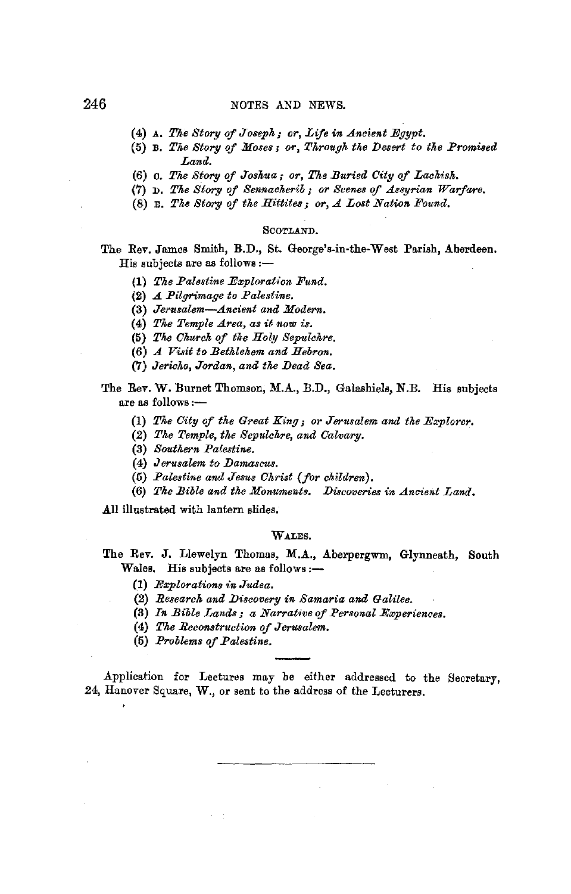(4) A. *The Story of Joseph; or, Life in Ancient Egypt.*

(5) B. *The Story of Moses; or, Through the Desert to the Promised Land.*

(6) C. *The Story of Joshua; or, The Buried City of Lachish.*

(7) D. *The Story of Sennacherib; or Scenes of Assyrian Warfare.*

(8) E. *The Story of the Hittites; or, A Lost Nation Found.*

### Scotland.

The Rev. James Smith, B.D., St. George's-in-the-West Parish, Aberdeen. His subjects are as follows:—

(1) *The Palestine Exploration Fund.*

(2) *A Pilgrimage to Palestine.*

(3) *Jerusalem—Ancient and Modern.*

(4) *The Temple Area, as it now is.*

(5) *The Church of the Holy Sepulchre.*

(6) *A Visit to Bethlehem and Hebron.*

(7) *Jericho, Jordan, and the Dead Sea.*

The Rev. W. Burnet Thomson, M.A., B.D., Galashiels, N.B. His subjects are as follows:—

(1) *The City of the Great King; or Jerusalem and the Explorer.*

(2) *The Temple, the Sepulchre, and Calvary.*

(3) *Southern Palestine.*

(4) *Jerusalem to Damascus.*

(5) *Palestine and Jesus Christ (for children).*

(6) *The Bible and the Monuments. Discoveries in Ancient Land.*

All illustrated with lantern slides.

### Wales.

The Rev. J. Llewelyn Thomas, M.A., Aberpergwm, Glynneath, South Wales. His subjects are as follows:—

(1) *Explorations in Judea.*

(2) *Research and Discovery in Samaria and Galilee.*

(3) *In Bible Lands; a Narrative of Personal Experiences.*

(4) *The Reconstruction of Jerusalem.*

(5) *Problems of Palestine.*

---

Application for Lectures may be either addressed to the Secretary, 24, Hanover Square, W., or sent to the address of the Lecturers.